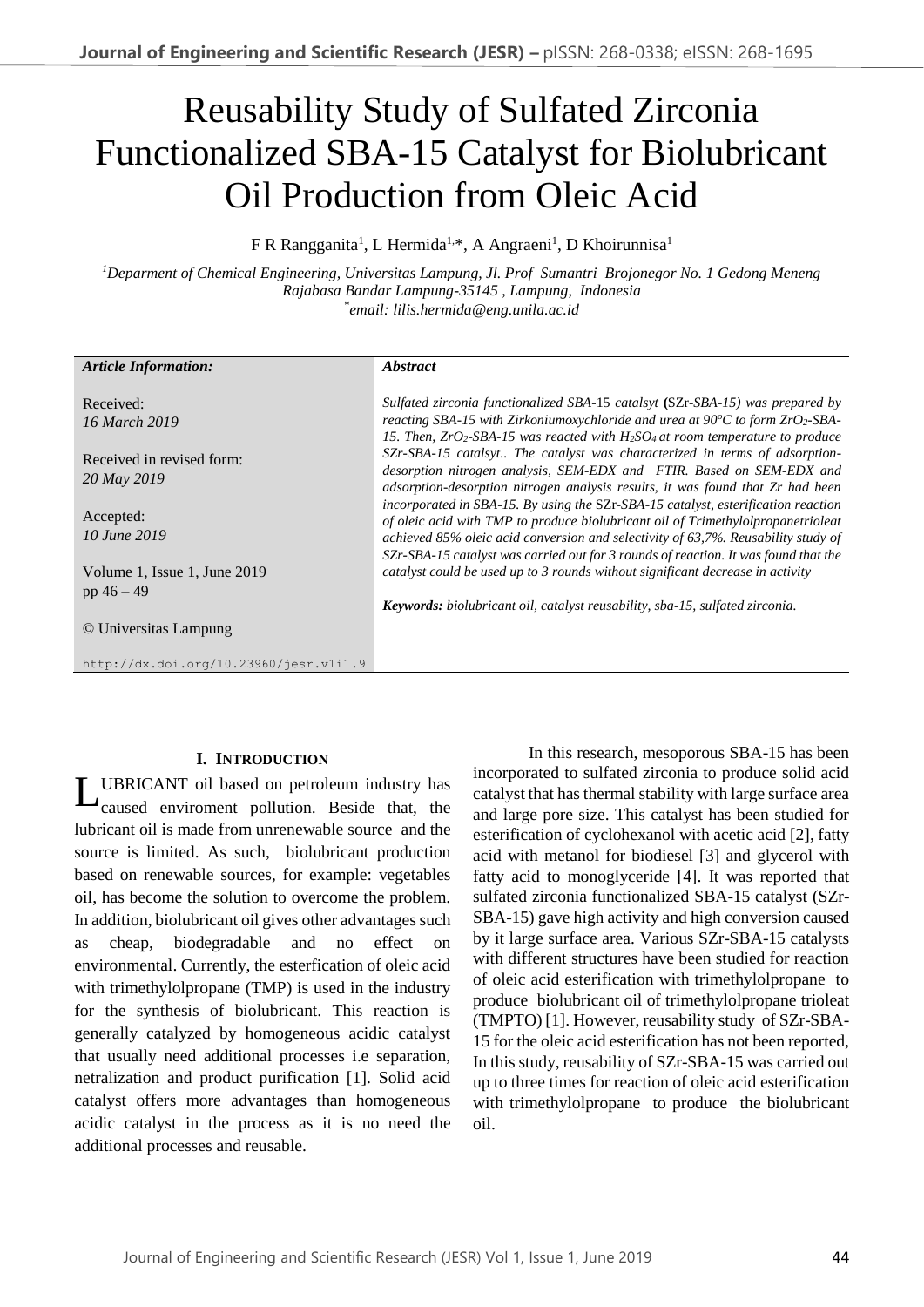# Reusability Study of Sulfated Zirconia Functionalized SBA-15 Catalyst for Biolubricant Oil Production from Oleic Acid

F R Rangganita[1], L Hermida[1,*], A Angraeni[1], D Khoirunnisa[1]

[1]*Deparment of Chemical Engineering, Universitas Lampung, Jl. Prof Sumantri Brojonegor No. 1 Gedong Meneng Rajabasa Bandar Lampung-35145 , Lampung, Indonesia*
[*]*email: lilis.hermida@eng.unila.ac.id*

***Article Information:***

Received:
*16 March 2019*

Received in revised form:
*20 May 2019*

Accepted:
*10 June 2019*

Volume 1, Issue 1, June 2019
pp 46 – 49

© Universitas Lampung

http://dx.doi.org/10.23960/jesr.v1i1.9

***Abstract***

*Sulfated zirconia functionalized SBA-*15 *catalsyt* **(**SZr*-SBA-15) was prepared by reacting SBA-15 with Zirkoniumoxychloride and urea at 90ºC to form $ZrO_2$-SBA-15. Then, $ZrO_2$-SBA-15 was reacted with $H_2SO_4$ at room temperature to produce SZr-SBA-15 catalsyt.. The catalyst was characterized in terms of adsorption-desorption nitrogen analysis, SEM-EDX and FTIR. Based on SEM-EDX and adsorption-desorption nitrogen analysis results, it was found that Zr had been incorporated in SBA-15. By using the* SZr*-SBA-15 catalyst, esterification reaction of oleic acid with TMP to produce biolubricant oil of Trimethylolpropanetrioleat achieved 85% oleic acid conversion and selectivity of 63,7%. Reusability study of SZr-SBA-15 catalyst was carried out for 3 rounds of reaction. It was found that the catalyst could be used up to 3 rounds without significant decrease in activity*

***Keywords:*** *biolubricant oil, catalyst reusability, sba-15, sulfated zirconia.*

## I. Introduction

LUBRICANT oil based on petroleum industry has caused enviroment pollution. Beside that, the lubricant oil is made from unrenewable source and the source is limited. As such, biolubricant production based on renewable sources, for example: vegetables oil, has become the solution to overcome the problem. In addition, biolubricant oil gives other advantages such as cheap, biodegradable and no effect on environmental. Currently, the esterfication of oleic acid with trimethylolpropane (TMP) is used in the industry for the synthesis of biolubricant. This reaction is generally catalyzed by homogeneous acidic catalyst that usually need additional processes i.e separation, netralization and product purification [1]. Solid acid catalyst offers more advantages than homogeneous acidic catalyst in the process as it is no need the additional processes and reusable.

In this research, mesoporous SBA-15 has been incorporated to sulfated zirconia to produce solid acid catalyst that has thermal stability with large surface area and large pore size. This catalyst has been studied for esterification of cyclohexanol with acetic acid [2], fatty acid with metanol for biodiesel [3] and glycerol with fatty acid to monoglyceride [4]. It was reported that sulfated zirconia functionalized SBA-15 catalyst (SZr-SBA-15) gave high activity and high conversion caused by it large surface area. Various SZr-SBA-15 catalysts with different structures have been studied for reaction of oleic acid esterification with trimethylolpropane to produce biolubricant oil of trimethylolpropane trioleat (TMPTO) [1]. However, reusability study of SZr-SBA-15 for the oleic acid esterification has not been reported, In this study, reusability of SZr-SBA-15 was carried out up to three times for reaction of oleic acid esterification with trimethylolpropane to produce the biolubricant oil.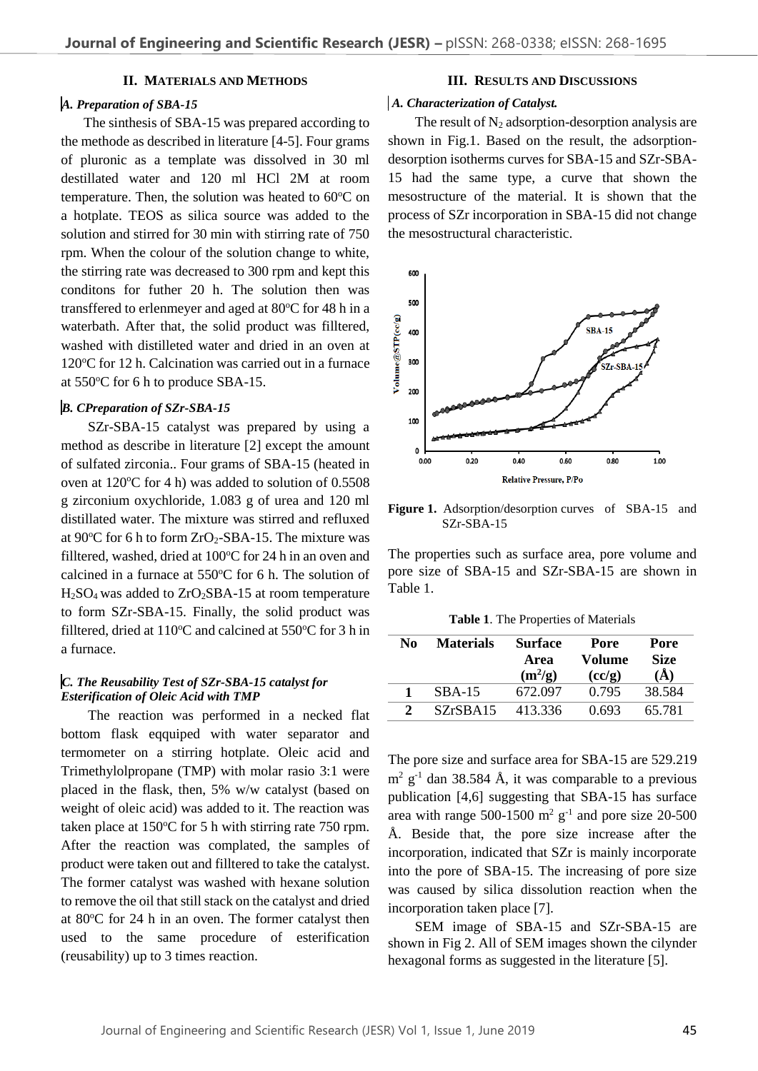## II. MATERIALS AND METHODS

### *A. Preparation of SBA-15*

The sinthesis of SBA-15 was prepared according to the methode as described in literature [4-5]. Four grams of pluronic as a template was dissolved in 30 ml destillated water and 120 ml HCl 2M at room temperature. Then, the solution was heated to 60°C on a hotplate. TEOS as silica source was added to the solution and stirred for 30 min with stirring rate of 750 rpm. When the colour of the solution change to white, the stirring rate was decreased to 300 rpm and kept this conditons for futher 20 h. The solution then was transffered to erlenmeyer and aged at 80°C for 48 h in a waterbath. After that, the solid product was filltered, washed with distilleted water and dried in an oven at 120°C for 12 h. Calcination was carried out in a furnace at 550°C for 6 h to produce SBA-15.

### *B. CPreparation of SZr-SBA-15*

SZr-SBA-15 catalyst was prepared by using a method as describe in literature [2] except the amount of sulfated zirconia.. Four grams of SBA-15 (heated in oven at 120°C for 4 h) was added to solution of 0.5508 g zirconium oxychloride, 1.083 g of urea and 120 ml distillated water. The mixture was stirred and refluxed at 90°C for 6 h to form $ZrO_2$-SBA-15. The mixture was filltered, washed, dried at 100°C for 24 h in an oven and calcined in a furnace at 550°C for 6 h. The solution of $H_2SO_4$ was added to $ZrO_2$SBA-15 at room temperature to form SZr-SBA-15. Finally, the solid product was filltered, dried at 110°C and calcined at 550°C for 3 h in a furnace.

### *C. The Reusability Test of SZr-SBA-15 catalyst for Esterification of Oleic Acid with TMP*

The reaction was performed in a necked flat bottom flask eqquiped with water separator and termometer on a stirring hotplate. Oleic acid and Trimethylolpropane (TMP) with molar rasio 3:1 were placed in the flask, then, 5% w/w catalyst (based on weight of oleic acid) was added to it. The reaction was taken place at 150°C for 5 h with stirring rate 750 rpm. After the reaction was complated, the samples of product were taken out and filltered to take the catalyst. The former catalyst was washed with hexane solution to remove the oil that still stack on the catalyst and dried at 80°C for 24 h in an oven. The former catalyst then used to the same procedure of esterification (reusability) up to 3 times reaction.

## III. RESULTS AND DISCUSSIONS

### *A. Characterization of Catalyst.*

The result of $N_2$ adsorption-desorption analysis are shown in Fig.1. Based on the result, the adsorption-desorption isotherms curves for SBA-15 and SZr-SBA-15 had the same type, a curve that shown the mesostructure of the material. It is shown that the process of SZr incorporation in SBA-15 did not change the mesostructural characteristic.

**Figure 1.** Adsorption/desorption curves of SBA-15 and SZr-SBA-15

The properties such as surface area, pore volume and pore size of SBA-15 and SZr-SBA-15 are shown in Table 1.

**Table 1**. The Properties of Materials

| No | Materials | Surface Area ($m^2$/g) | Pore Volume (cc/g) | Pore Size (Å) |
|---|---|---|---|---|
| 1 | SBA-15 | 672.097 | 0.795 | 38.584 |
| 2 | SZrSBA15 | 413.336 | 0.693 | 65.781 |

The pore size and surface area for SBA-15 are 529.219 $m^2$ $g^{-1}$ dan 38.584 Å, it was comparable to a previous publication [4,6] suggesting that SBA-15 has surface area with range 500-1500 $m^2$ $g^{-1}$ and pore size 20-500 Å. Beside that, the pore size increase after the incorporation, indicated that SZr is mainly incorporate into the pore of SBA-15. The increasing of pore size was caused by silica dissolution reaction when the incorporation taken place [7].

SEM image of SBA-15 and SZr-SBA-15 are shown in Fig 2. All of SEM images shown the cilynder hexagonal forms as suggested in the literature [5].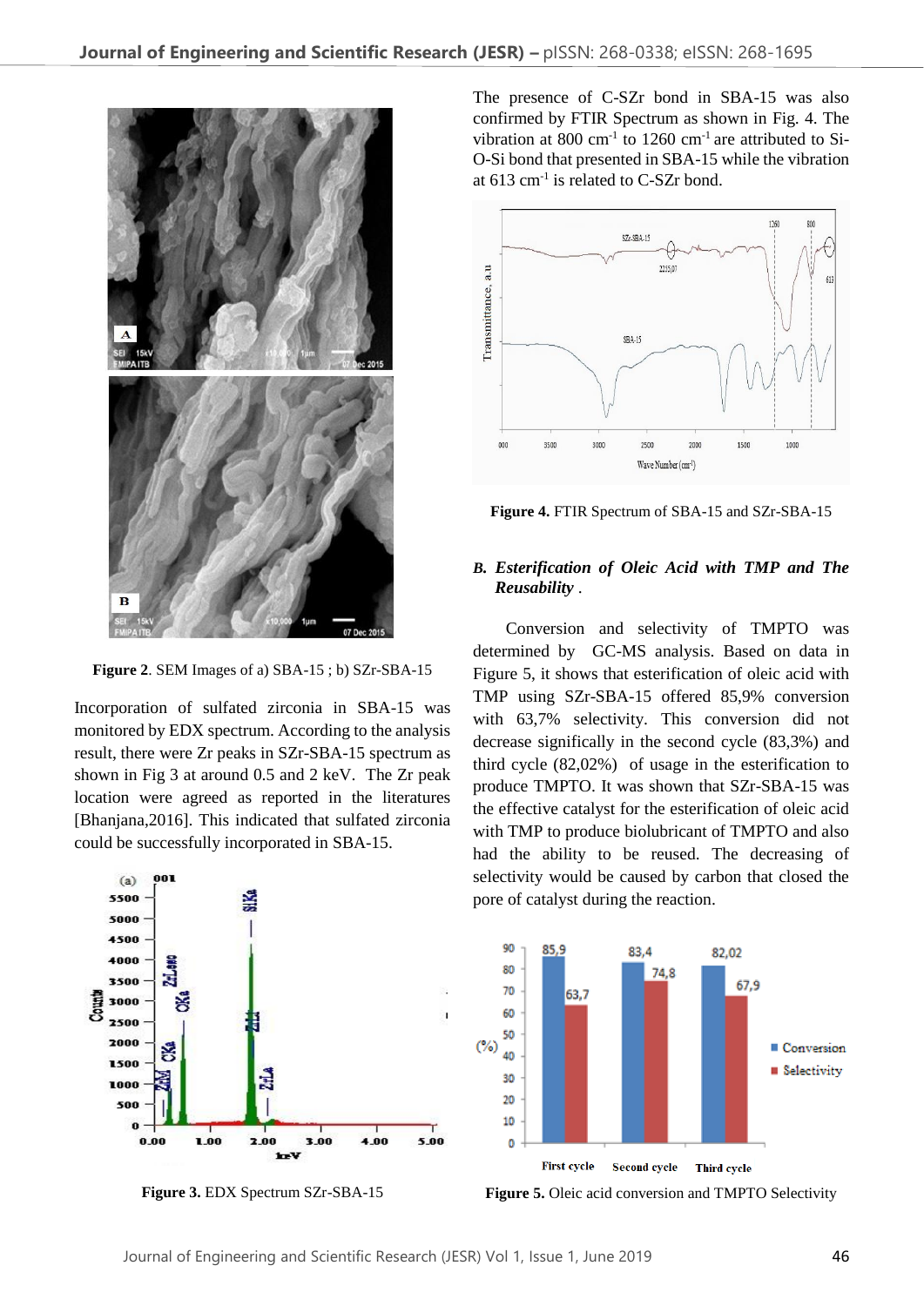Figure 2. SEM Images of a) SBA-15 ; b) SZr-SBA-15

Incorporation of sulfated zirconia in SBA-15 was monitored by EDX spectrum. According to the analysis result, there were Zr peaks in SZr-SBA-15 spectrum as shown in Fig 3 at around 0.5 and 2 keV. The Zr peak location were agreed as reported in the literatures [Bhanjana,2016]. This indicated that sulfated zirconia could be successfully incorporated in SBA-15.

**Figure 3.** EDX Spectrum SZr-SBA-15

The presence of C-SZr bond in SBA-15 was also confirmed by FTIR Spectrum as shown in Fig. 4. The vibration at 800 $cm^{-1}$ to 1260 $cm^{-1}$ are attributed to Si-O-Si bond that presented in SBA-15 while the vibration at 613 $cm^{-1}$ is related to C-SZr bond.

**Figure 4.** FTIR Spectrum of SBA-15 and SZr-SBA-15

### *B. Esterification of Oleic Acid with TMP and The Reusability* .

Conversion and selectivity of TMPTO was determined by GC-MS analysis. Based on data in Figure 5, it shows that esterification of oleic acid with TMP using SZr-SBA-15 offered 85,9% conversion with 63,7% selectivity. This conversion did not decrease significantly in the second cycle (83,3%) and third cycle (82,02%) of usage in the esterification to produce TMPTO. It was shown that SZr-SBA-15 was the effective catalyst for the esterification of oleic acid with TMP to produce biolubricant of TMPTO and also had the ability to be reused. The decreasing of selectivity would be caused by carbon that closed the pore of catalyst during the reaction.

**Figure 5.** Oleic acid conversion and TMPTO Selectivity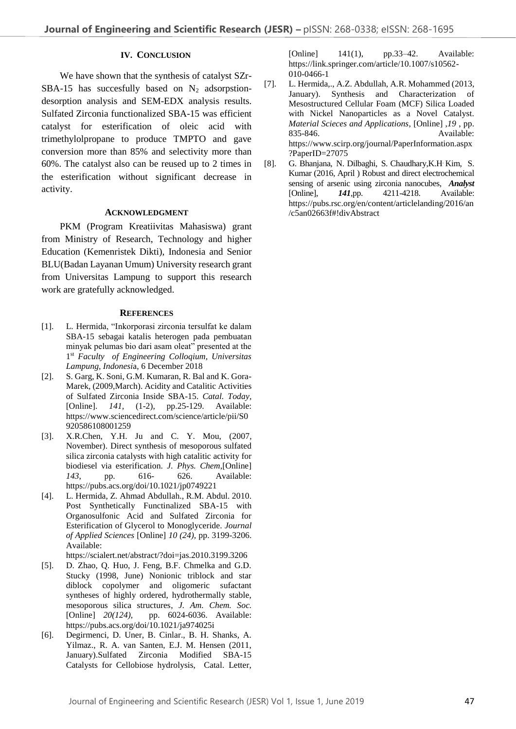## IV. Conclusion

We have shown that the synthesis of catalyst SZr-SBA-15 has succesfully based on $N_2$ adsorpstion-desorption analysis and SEM-EDX analysis results. Sulfated Zirconia functionalized SBA-15 was efficient catalyst for esterification of oleic acid with trimethylolpropane to produce TMPTO and gave conversion more than 85% and selectivity more than 60%. The catalyst also can be reused up to 2 times in the esterification without significant decrease in activity.

## Acknowledgment

PKM (Program Kreatiivitas Mahasiswa) grant from Ministry of Research, Technology and higher Education (Kemenristek Dikti), Indonesia and Senior BLU(Badan Layanan Umum) University research grant from Universitas Lampung to support this research work are gratefully acknowledged.

## References

[1]. L. Hermida, "Inkorporasi zirconia tersulfat ke dalam SBA-15 sebagai katalis heterogen pada pembuatan minyak pelumas bio dari asam oleat" presented at the 1st *Faculty of Engineering Colloqium, Universitas Lampung, Indonesi*a, 6 December 2018

[2]. S. Garg, K. Soni, G.M. Kumaran, R. Bal and K. Gora-Marek, (2009,March). Acidity and Catalitic Activities of Sulfated Zirconia Inside SBA-15. *Catal. Today*, [Online]. *141*, (1-2), pp.25-129. Available: https://www.sciencedirect.com/science/article/pii/S0920586108001259

[3]. X.R.Chen, Y.H. Ju and C. Y. Mou, (2007, November). Direct synthesis of mesoporous sulfated silica zirconia catalysts with high catalitic activity for biodiesel via esterification. *J. Phys. Chem*,[Online] *143*, pp. 616- 626. Available: https://pubs.acs.org/doi/10.1021/jp0749221

[4]. L. Hermida, Z. Ahmad Abdullah., R.M. Abdul. 2010. Post Synthetically Functinalized SBA-15 with Organosulfonic Acid and Sulfated Zirconia for Esterification of Glycerol to Monoglyceride. *Journal of Applied Sciences* [Online] *10 (24)*, pp. 3199-3206. Available: https://scialert.net/abstract/?doi=jas.2010.3199.3206

[5]. D. Zhao, Q. Huo, J. Feng, B.F. Chmelka and G.D. Stucky (1998, June) Nonionic triblock and star diblock copolymer and oligomeric sufactant syntheses of highly ordered, hydrothermally stable, mesoporous silica structures, *J. Am. Chem. Soc.* [Online] *20(124)*, pp. 6024-6036. Available: https://pubs.acs.org/doi/10.1021/ja974025i

[6]. Degirmenci, D. Uner, B. Cinlar., B. H. Shanks, A. Yilmaz., R. A. van Santen, E.J. M. Hensen (2011, January).Sulfated Zirconia Modified SBA-15 Catalysts for Cellobiose hydrolysis, Catal. Letter, [Online] 141(1), pp.33–42. Available: https://link.springer.com/article/10.1007/s10562-010-0466-1

[7]. L. Hermida,., A.Z. Abdullah, A.R. Mohammed (2013, January). Synthesis and Characterization of Mesostructured Cellular Foam (MCF) Silica Loaded with Nickel Nanoparticles as a Novel Catalyst. *Material Scieces and Applications*, [Online] ,*19* , pp. 835-846. Available: https://www.scirp.org/journal/PaperInformation.aspx?PaperID=27075

[8]. G. Bhanjana, N. Dilbaghi, S. Chaudhary,K.H. Kim, S. Kumar (2016, April ) Robust and direct electrochemical sensing of arsenic using zirconia nanocubes, ***Analyst*** [Online], ***141***,pp. 4211-4218. Available: https://pubs.rsc.org/en/content/articlelanding/2016/an/c5an02663f#!divAbstract